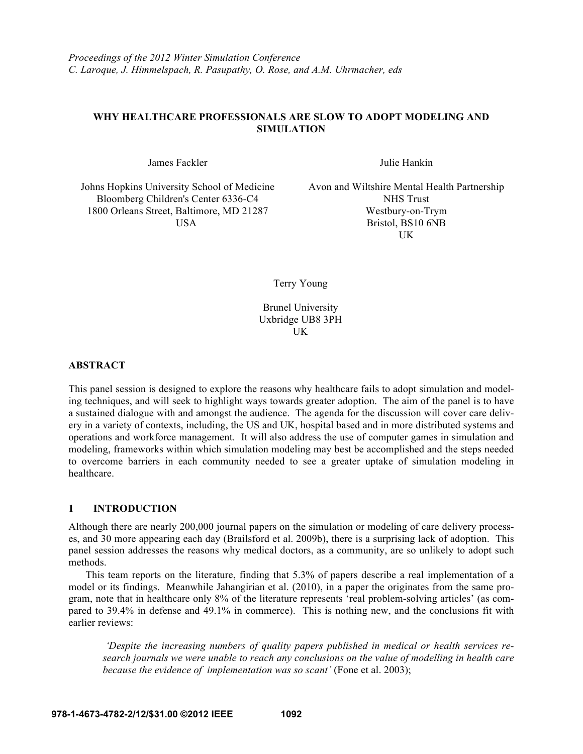*Proceedings of the 2012 Winter Simulation Conference*
*C. Laroque, J. Himmelspach, R. Pasupathy, O. Rose, and A.M. Uhrmacher, eds*

# WHY HEALTHCARE PROFESSIONALS ARE SLOW TO ADOPT MODELING AND SIMULATION

James Fackler

Johns Hopkins University School of Medicine
Bloomberg Children's Center 6336-C4
1800 Orleans Street, Baltimore, MD 21287
USA

Julie Hankin

Avon and Wiltshire Mental Health Partnership
NHS Trust
Westbury-on-Trym
Bristol, BS10 6NB
UK

Terry Young

Brunel University
Uxbridge UB8 3PH
UK

## ABSTRACT

This panel session is designed to explore the reasons why healthcare fails to adopt simulation and modeling techniques, and will seek to highlight ways towards greater adoption. The aim of the panel is to have a sustained dialogue with and amongst the audience. The agenda for the discussion will cover care delivery in a variety of contexts, including, the US and UK, hospital based and in more distributed systems and operations and workforce management. It will also address the use of computer games in simulation and modeling, frameworks within which simulation modeling may best be accomplished and the steps needed to overcome barriers in each community needed to see a greater uptake of simulation modeling in healthcare.

## 1 INTRODUCTION

Although there are nearly 200,000 journal papers on the simulation or modeling of care delivery processes, and 30 more appearing each day (Brailsford et al. 2009b), there is a surprising lack of adoption. This panel session addresses the reasons why medical doctors, as a community, are so unlikely to adopt such methods.

This team reports on the literature, finding that 5.3% of papers describe a real implementation of a model or its findings. Meanwhile Jahangirian et al. (2010), in a paper the originates from the same program, note that in healthcare only 8% of the literature represents 'real problem-solving articles' (as compared to 39.4% in defense and 49.1% in commerce). This is nothing new, and the conclusions fit with earlier reviews:

> *'Despite the increasing numbers of quality papers published in medical or health services research journals we were unable to reach any conclusions on the value of modelling in health care because the evidence of implementation was so scant'* (Fone et al. 2003);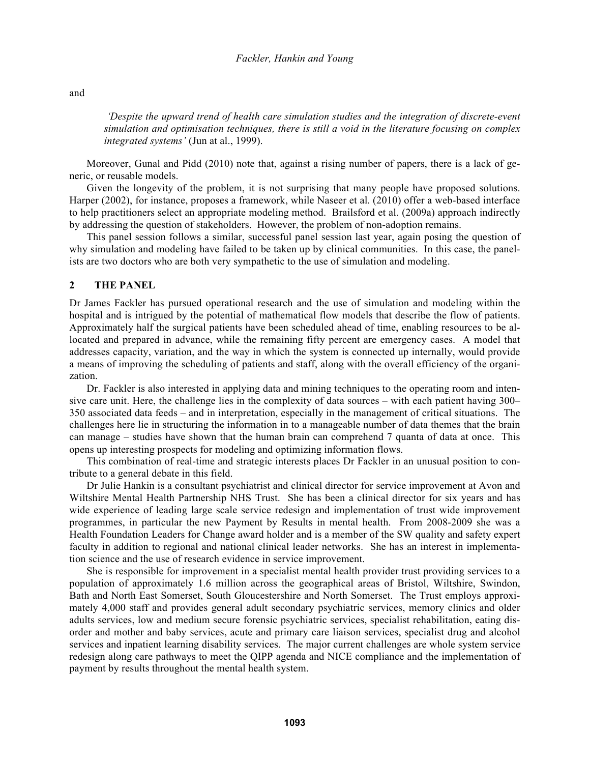and

> *'Despite the upward trend of health care simulation studies and the integration of discrete-event simulation and optimisation techniques, there is still a void in the literature focusing on complex integrated systems'* (Jun at al., 1999).

Moreover, Gunal and Pidd (2010) note that, against a rising number of papers, there is a lack of generic, or reusable models.

Given the longevity of the problem, it is not surprising that many people have proposed solutions. Harper (2002), for instance, proposes a framework, while Naseer et al. (2010) offer a web-based interface to help practitioners select an appropriate modeling method. Brailsford et al. (2009a) approach indirectly by addressing the question of stakeholders. However, the problem of non-adoption remains.

This panel session follows a similar, successful panel session last year, again posing the question of why simulation and modeling have failed to be taken up by clinical communities. In this case, the panelists are two doctors who are both very sympathetic to the use of simulation and modeling.

## 2 THE PANEL

Dr James Fackler has pursued operational research and the use of simulation and modeling within the hospital and is intrigued by the potential of mathematical flow models that describe the flow of patients. Approximately half the surgical patients have been scheduled ahead of time, enabling resources to be allocated and prepared in advance, while the remaining fifty percent are emergency cases. A model that addresses capacity, variation, and the way in which the system is connected up internally, would provide a means of improving the scheduling of patients and staff, along with the overall efficiency of the organization.

Dr. Fackler is also interested in applying data and mining techniques to the operating room and intensive care unit. Here, the challenge lies in the complexity of data sources – with each patient having 300–350 associated data feeds – and in interpretation, especially in the management of critical situations. The challenges here lie in structuring the information in to a manageable number of data themes that the brain can manage – studies have shown that the human brain can comprehend 7 quanta of data at once. This opens up interesting prospects for modeling and optimizing information flows.

This combination of real-time and strategic interests places Dr Fackler in an unusual position to contribute to a general debate in this field.

Dr Julie Hankin is a consultant psychiatrist and clinical director for service improvement at Avon and Wiltshire Mental Health Partnership NHS Trust. She has been a clinical director for six years and has wide experience of leading large scale service redesign and implementation of trust wide improvement programmes, in particular the new Payment by Results in mental health. From 2008-2009 she was a Health Foundation Leaders for Change award holder and is a member of the SW quality and safety expert faculty in addition to regional and national clinical leader networks. She has an interest in implementation science and the use of research evidence in service improvement.

She is responsible for improvement in a specialist mental health provider trust providing services to a population of approximately 1.6 million across the geographical areas of Bristol, Wiltshire, Swindon, Bath and North East Somerset, South Gloucestershire and North Somerset. The Trust employs approximately 4,000 staff and provides general adult secondary psychiatric services, memory clinics and older adults services, low and medium secure forensic psychiatric services, specialist rehabilitation, eating disorder and mother and baby services, acute and primary care liaison services, specialist drug and alcohol services and inpatient learning disability services. The major current challenges are whole system service redesign along care pathways to meet the QIPP agenda and NICE compliance and the implementation of payment by results throughout the mental health system.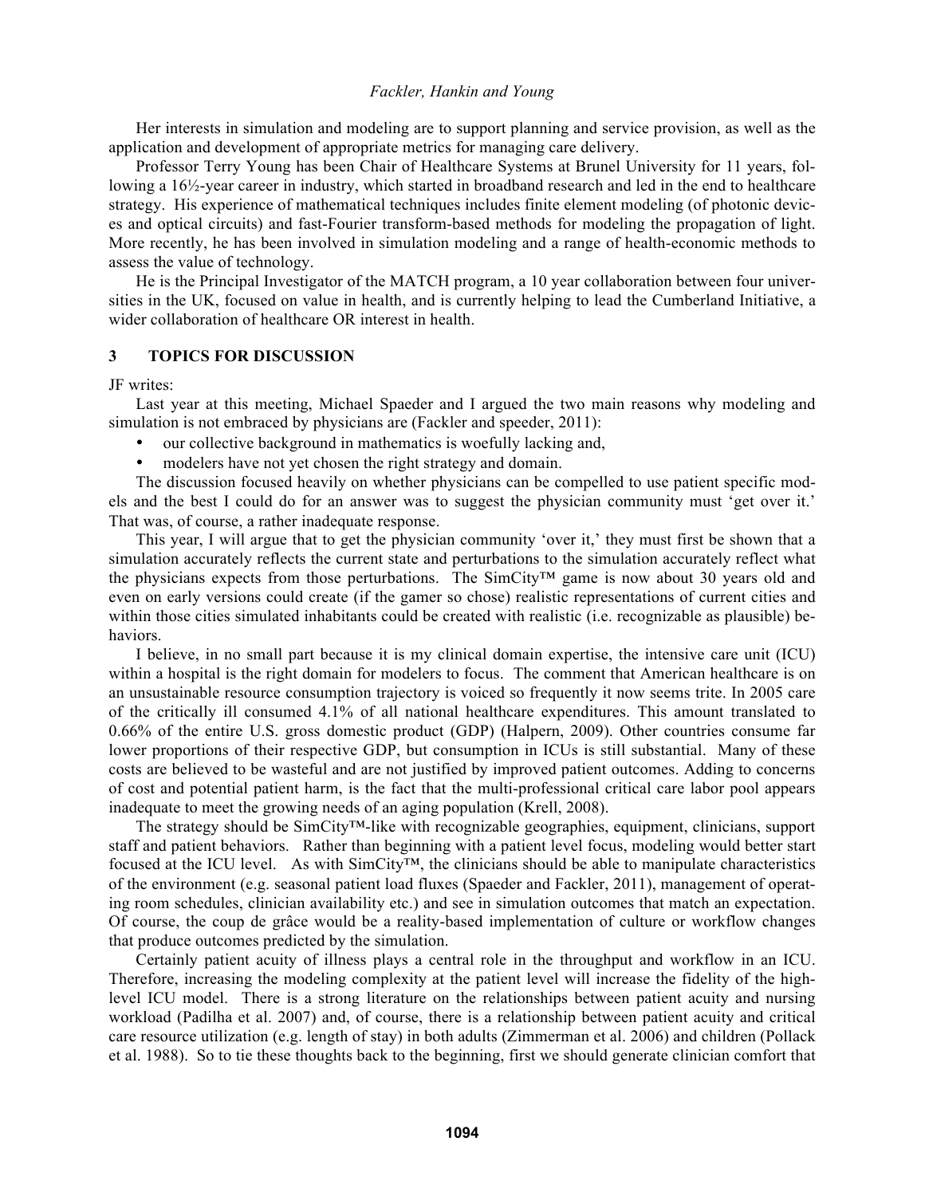Her interests in simulation and modeling are to support planning and service provision, as well as the application and development of appropriate metrics for managing care delivery.

Professor Terry Young has been Chair of Healthcare Systems at Brunel University for 11 years, following a 16½-year career in industry, which started in broadband research and led in the end to healthcare strategy. His experience of mathematical techniques includes finite element modeling (of photonic devices and optical circuits) and fast-Fourier transform-based methods for modeling the propagation of light. More recently, he has been involved in simulation modeling and a range of health-economic methods to assess the value of technology.

He is the Principal Investigator of the MATCH program, a 10 year collaboration between four universities in the UK, focused on value in health, and is currently helping to lead the Cumberland Initiative, a wider collaboration of healthcare OR interest in health.

## 3 TOPICS FOR DISCUSSION

JF writes:

Last year at this meeting, Michael Spaeder and I argued the two main reasons why modeling and simulation is not embraced by physicians are (Fackler and speeder, 2011):

- our collective background in mathematics is woefully lacking and,
- modelers have not yet chosen the right strategy and domain.

The discussion focused heavily on whether physicians can be compelled to use patient specific models and the best I could do for an answer was to suggest the physician community must 'get over it.' That was, of course, a rather inadequate response.

This year, I will argue that to get the physician community 'over it,' they must first be shown that a simulation accurately reflects the current state and perturbations to the simulation accurately reflect what the physicians expects from those perturbations. The SimCity™ game is now about 30 years old and even on early versions could create (if the gamer so chose) realistic representations of current cities and within those cities simulated inhabitants could be created with realistic (i.e. recognizable as plausible) behaviors.

I believe, in no small part because it is my clinical domain expertise, the intensive care unit (ICU) within a hospital is the right domain for modelers to focus. The comment that American healthcare is on an unsustainable resource consumption trajectory is voiced so frequently it now seems trite. In 2005 care of the critically ill consumed 4.1% of all national healthcare expenditures. This amount translated to 0.66% of the entire U.S. gross domestic product (GDP) (Halpern, 2009). Other countries consume far lower proportions of their respective GDP, but consumption in ICUs is still substantial. Many of these costs are believed to be wasteful and are not justified by improved patient outcomes. Adding to concerns of cost and potential patient harm, is the fact that the multi-professional critical care labor pool appears inadequate to meet the growing needs of an aging population (Krell, 2008).

The strategy should be SimCity™-like with recognizable geographies, equipment, clinicians, support staff and patient behaviors. Rather than beginning with a patient level focus, modeling would better start focused at the ICU level. As with SimCity™, the clinicians should be able to manipulate characteristics of the environment (e.g. seasonal patient load fluxes (Spaeder and Fackler, 2011), management of operating room schedules, clinician availability etc.) and see in simulation outcomes that match an expectation. Of course, the coup de grâce would be a reality-based implementation of culture or workflow changes that produce outcomes predicted by the simulation.

Certainly patient acuity of illness plays a central role in the throughput and workflow in an ICU. Therefore, increasing the modeling complexity at the patient level will increase the fidelity of the high-level ICU model. There is a strong literature on the relationships between patient acuity and nursing workload (Padilha et al. 2007) and, of course, there is a relationship between patient acuity and critical care resource utilization (e.g. length of stay) in both adults (Zimmerman et al. 2006) and children (Pollack et al. 1988). So to tie these thoughts back to the beginning, first we should generate clinician comfort that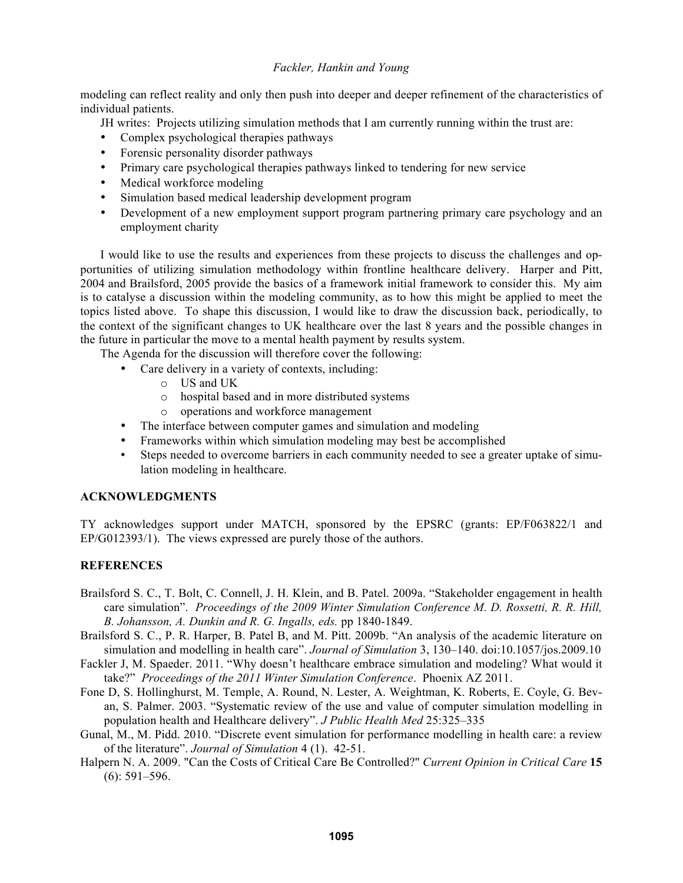modeling can reflect reality and only then push into deeper and deeper refinement of the characteristics of individual patients.

JH writes: Projects utilizing simulation methods that I am currently running within the trust are:

- Complex psychological therapies pathways
- Forensic personality disorder pathways
- Primary care psychological therapies pathways linked to tendering for new service
- Medical workforce modeling
- Simulation based medical leadership development program
- Development of a new employment support program partnering primary care psychology and an employment charity

I would like to use the results and experiences from these projects to discuss the challenges and opportunities of utilizing simulation methodology within frontline healthcare delivery. Harper and Pitt, 2004 and Brailsford, 2005 provide the basics of a framework initial framework to consider this. My aim is to catalyse a discussion within the modeling community, as to how this might be applied to meet the topics listed above. To shape this discussion, I would like to draw the discussion back, periodically, to the context of the significant changes to UK healthcare over the last 8 years and the possible changes in the future in particular the move to a mental health payment by results system.

The Agenda for the discussion will therefore cover the following:

- Care delivery in a variety of contexts, including:
  - US and UK
  - hospital based and in more distributed systems
  - operations and workforce management
- The interface between computer games and simulation and modeling
- Frameworks within which simulation modeling may best be accomplished
- Steps needed to overcome barriers in each community needed to see a greater uptake of simulation modeling in healthcare.

## ACKNOWLEDGMENTS

TY acknowledges support under MATCH, sponsored by the EPSRC (grants: EP/F063822/1 and EP/G012393/1). The views expressed are purely those of the authors.

## REFERENCES

Brailsford S. C., T. Bolt, C. Connell, J. H. Klein, and B. Patel. 2009a. "Stakeholder engagement in health care simulation". *Proceedings of the 2009 Winter Simulation Conference M. D. Rossetti, R. R. Hill, B. Johansson, A. Dunkin and R. G. Ingalls, eds.* pp 1840-1849.

Brailsford S. C., P. R. Harper, B. Patel B, and M. Pitt. 2009b. "An analysis of the academic literature on simulation and modelling in health care". *Journal of Simulation* 3, 130–140. doi:10.1057/jos.2009.10

Fackler J, M. Spaeder. 2011. "Why doesn't healthcare embrace simulation and modeling? What would it take?" *Proceedings of the 2011 Winter Simulation Conference*. Phoenix AZ 2011.

Fone D, S. Hollinghurst, M. Temple, A. Round, N. Lester, A. Weightman, K. Roberts, E. Coyle, G. Bevan, S. Palmer. 2003. "Systematic review of the use and value of computer simulation modelling in population health and Healthcare delivery". *J Public Health Med* 25:325–335

Gunal, M., M. Pidd. 2010. "Discrete event simulation for performance modelling in health care: a review of the literature". *Journal of Simulation* 4 (1). 42-51.

Halpern N. A. 2009. "Can the Costs of Critical Care Be Controlled?" *Current Opinion in Critical Care* **15** (6): 591–596.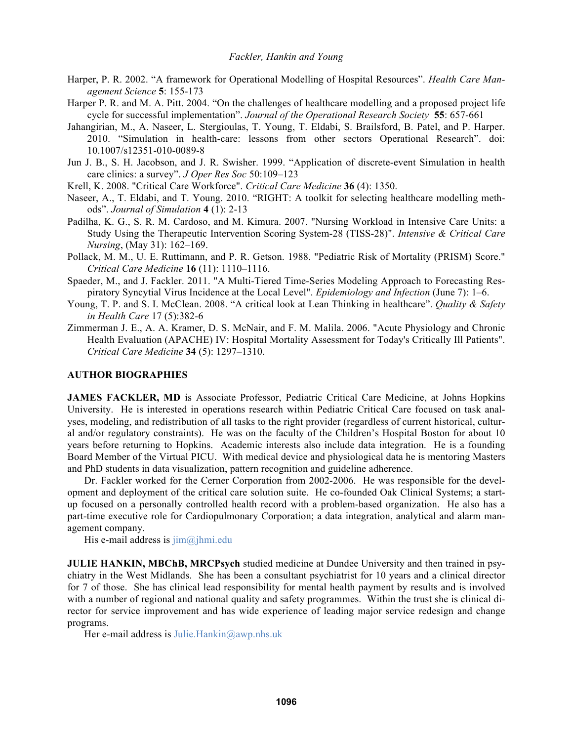Harper, P. R. 2002. "A framework for Operational Modelling of Hospital Resources". *Health Care Management Science* **5**: 155-173

Harper P. R. and M. A. Pitt. 2004. "On the challenges of healthcare modelling and a proposed project life cycle for successful implementation". *Journal of the Operational Research Society* **55**: 657-661

Jahangirian, M., A. Naseer, L. Stergioulas, T. Young, T. Eldabi, S. Brailsford, B. Patel, and P. Harper. 2010. "Simulation in health-care: lessons from other sectors Operational Research". doi: 10.1007/s12351-010-0089-8

Jun J. B., S. H. Jacobson, and J. R. Swisher. 1999. "Application of discrete-event Simulation in health care clinics: a survey". *J Oper Res Soc* 50:109–123

Krell, K. 2008. "Critical Care Workforce". *Critical Care Medicine* **36** (4): 1350.

Naseer, A., T. Eldabi, and T. Young. 2010. "RIGHT: A toolkit for selecting healthcare modelling methods". *Journal of Simulation* **4** (1): 2-13

Padilha, K. G., S. R. M. Cardoso, and M. Kimura. 2007. "Nursing Workload in Intensive Care Units: a Study Using the Therapeutic Intervention Scoring System-28 (TISS-28)". *Intensive & Critical Care Nursing*, (May 31): 162–169.

Pollack, M. M., U. E. Ruttimann, and P. R. Getson. 1988. "Pediatric Risk of Mortality (PRISM) Score." *Critical Care Medicine* **16** (11): 1110–1116.

Spaeder, M., and J. Fackler. 2011. "A Multi-Tiered Time-Series Modeling Approach to Forecasting Respiratory Syncytial Virus Incidence at the Local Level". *Epidemiology and Infection* (June 7): 1–6.

Young, T. P. and S. I. McClean. 2008. "A critical look at Lean Thinking in healthcare". *Quality & Safety in Health Care* 17 (5):382-6

Zimmerman J. E., A. A. Kramer, D. S. McNair, and F. M. Malila. 2006. "Acute Physiology and Chronic Health Evaluation (APACHE) IV: Hospital Mortality Assessment for Today's Critically Ill Patients". *Critical Care Medicine* **34** (5): 1297–1310.

## AUTHOR BIOGRAPHIES

**JAMES FACKLER, MD** is Associate Professor, Pediatric Critical Care Medicine, at Johns Hopkins University. He is interested in operations research within Pediatric Critical Care focused on task analyses, modeling, and redistribution of all tasks to the right provider (regardless of current historical, cultural and/or regulatory constraints). He was on the faculty of the Children's Hospital Boston for about 10 years before returning to Hopkins. Academic interests also include data integration. He is a founding Board Member of the Virtual PICU. With medical device and physiological data he is mentoring Masters and PhD students in data visualization, pattern recognition and guideline adherence.

Dr. Fackler worked for the Cerner Corporation from 2002-2006. He was responsible for the development and deployment of the critical care solution suite. He co-founded Oak Clinical Systems; a start-up focused on a personally controlled health record with a problem-based organization. He also has a part-time executive role for Cardiopulmonary Corporation; a data integration, analytical and alarm management company.

His e-mail address is jim@jhmi.edu

**JULIE HANKIN, MBChB, MRCPsych** studied medicine at Dundee University and then trained in psychiatry in the West Midlands. She has been a consultant psychiatrist for 10 years and a clinical director for 7 of those. She has clinical lead responsibility for mental health payment by results and is involved with a number of regional and national quality and safety programmes. Within the trust she is clinical director for service improvement and has wide experience of leading major service redesign and change programs.

Her e-mail address is Julie.Hankin@awp.nhs.uk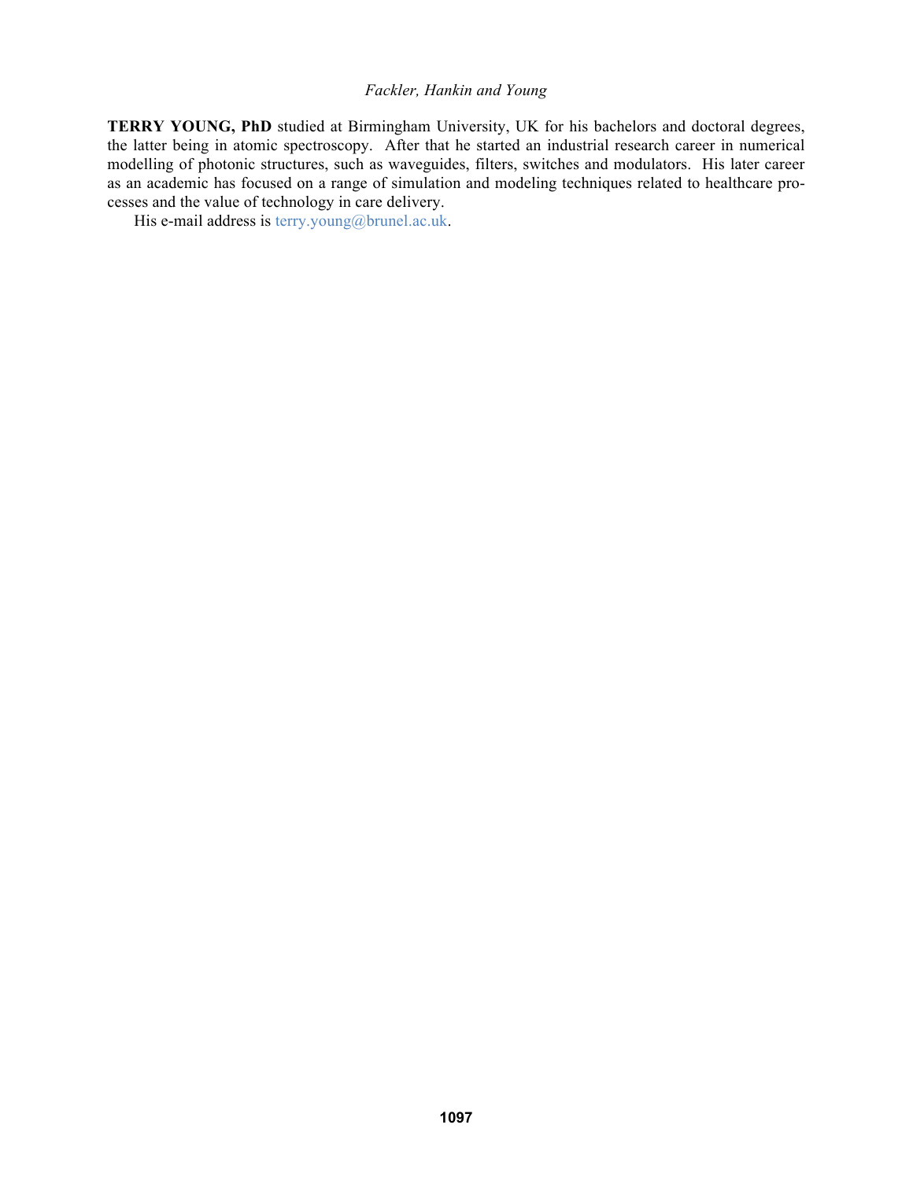**TERRY YOUNG, PhD** studied at Birmingham University, UK for his bachelors and doctoral degrees, the latter being in atomic spectroscopy. After that he started an industrial research career in numerical modelling of photonic structures, such as waveguides, filters, switches and modulators. His later career as an academic has focused on a range of simulation and modeling techniques related to healthcare processes and the value of technology in care delivery.

His e-mail address is terry.young@brunel.ac.uk.